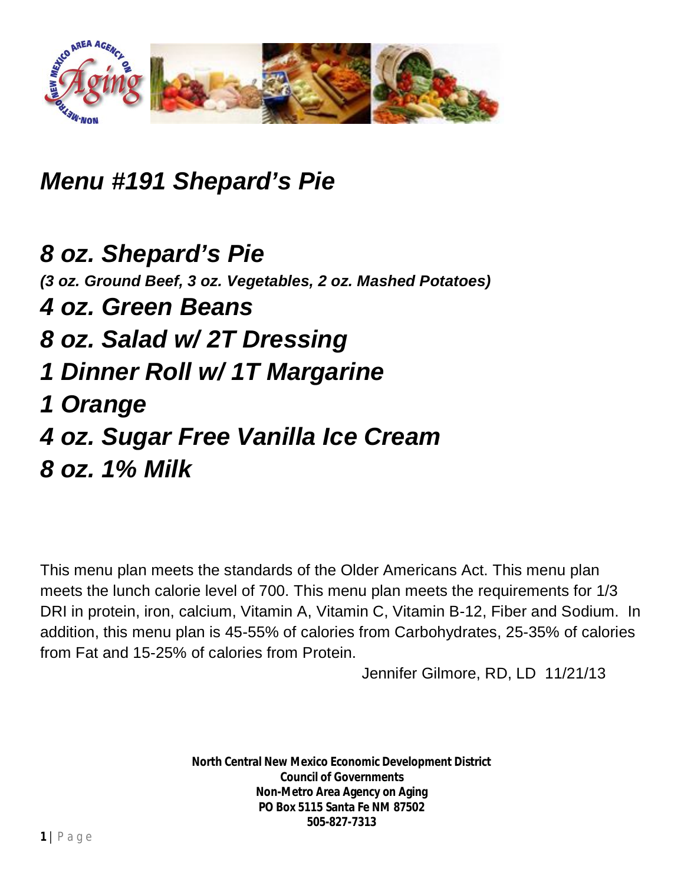# *Menu #191 Shepard's Pie*

***8 oz. Shepard's Pie***

***(3 oz. Ground Beef, 3 oz. Vegetables, 2 oz. Mashed Potatoes)***

***4 oz. Green Beans***

***8 oz. Salad w/ 2T Dressing***

***1 Dinner Roll w/ 1T Margarine***

***1 Orange***

***4 oz. Sugar Free Vanilla Ice Cream***

***8 oz. 1% Milk***

This menu plan meets the standards of the Older Americans Act. This menu plan meets the lunch calorie level of 700. This menu plan meets the requirements for 1/3 DRI in protein, iron, calcium, Vitamin A, Vitamin C, Vitamin B-12, Fiber and Sodium. In addition, this menu plan is 45-55% of calories from Carbohydrates, 25-35% of calories from Fat and 15-25% of calories from Protein.

Jennifer Gilmore, RD, LD 11/21/13

**North Central New Mexico Economic Development District**
**Council of Governments**
**Non-Metro Area Agency on Aging**
**PO Box 5115 Santa Fe NM 87502**
**505-827-7313**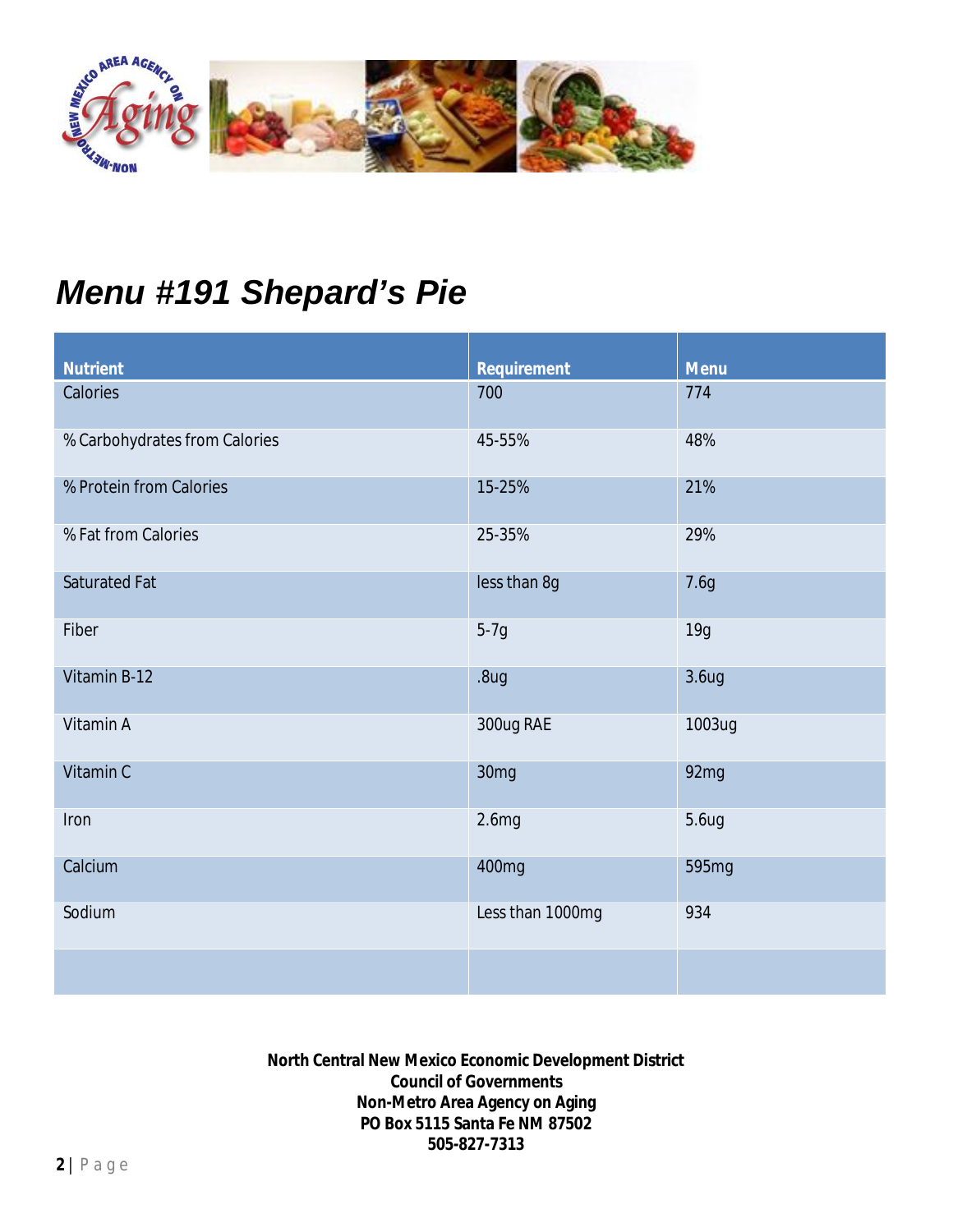# Menu #191 Shepard's Pie

| Nutrient | Requirement | Menu |
|---|---|---|
| Calories | 700 | 774 |
| % Carbohydrates from Calories | 45-55% | 48% |
| % Protein from Calories | 15-25% | 21% |
| % Fat from Calories | 25-35% | 29% |
| Saturated Fat | less than 8g | 7.6g |
| Fiber | 5-7g | 19g |
| Vitamin B-12 | .8ug | 3.6ug |
| Vitamin A | 300ug RAE | 1003ug |
| Vitamin C | 30mg | 92mg |
| Iron | 2.6mg | 5.6ug |
| Calcium | 400mg | 595mg |
| Sodium | Less than 1000mg | 934 |
| | | |

**North Central New Mexico Economic Development District**
**Council of Governments**
**Non-Metro Area Agency on Aging**
**PO Box 5115 Santa Fe NM 87502**
**505-827-7313**